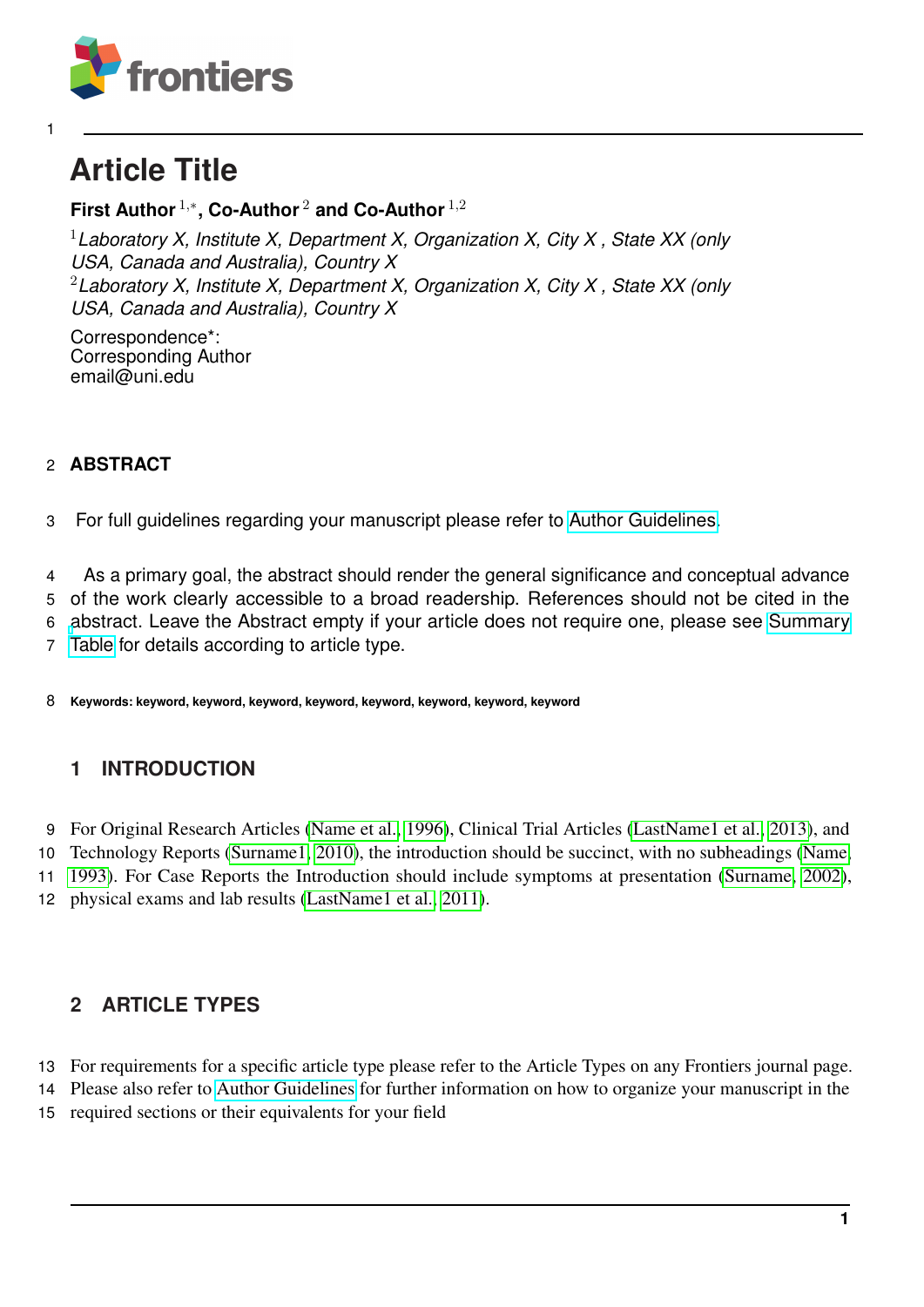# Article Title

**First Author [1,*], Co-Author [2] and Co-Author [1,2]**

[1] *Laboratory X, Institute X, Department X, Organization X, City X , State XX (only USA, Canada and Australia), Country X*
[2] *Laboratory X, Institute X, Department X, Organization X, City X , State XX (only USA, Canada and Australia), Country X*

Correspondence*:
Corresponding Author
email@uni.edu

## ABSTRACT

For full guidelines regarding your manuscript please refer to Author Guidelines.

As a primary goal, the abstract should render the general significance and conceptual advance of the work clearly accessible to a broad readership. References should not be cited in the abstract. Leave the Abstract empty if your article does not require one, please see Summary Table for details according to article type.

**Keywords: keyword, keyword, keyword, keyword, keyword, keyword, keyword, keyword**

## 1 INTRODUCTION

For Original Research Articles (Name et al., 1996), Clinical Trial Articles (LastName1 et al., 2013), and Technology Reports (Surname1, 2010), the introduction should be succinct, with no subheadings (Name, 1993). For Case Reports the Introduction should include symptoms at presentation (Surname, 2002), physical exams and lab results (LastName1 et al., 2011).

## 2 ARTICLE TYPES

For requirements for a specific article type please refer to the Article Types on any Frontiers journal page. Please also refer to Author Guidelines for further information on how to organize your manuscript in the required sections or their equivalents for your field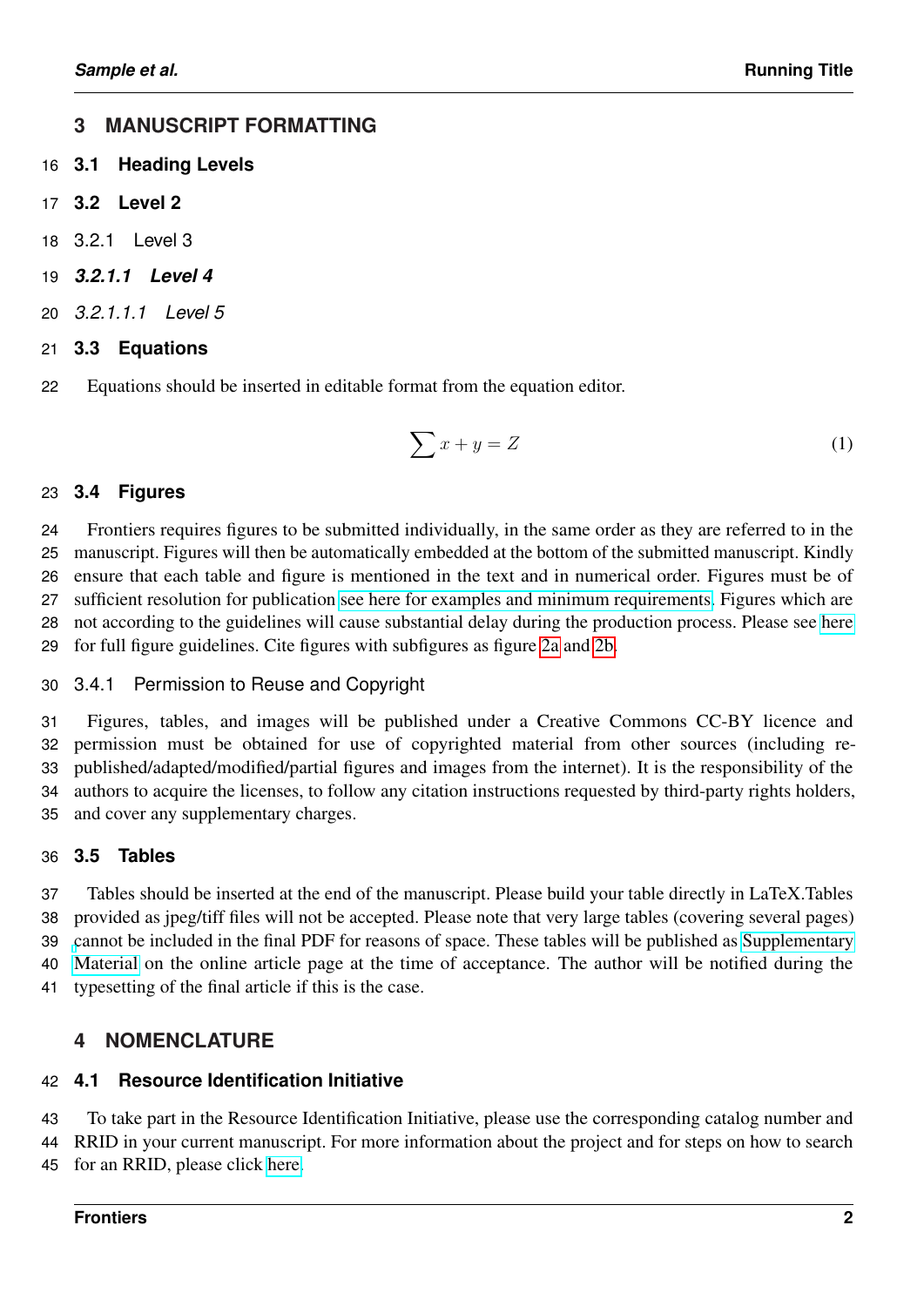# 3 MANUSCRIPT FORMATTING

## 3.1 Heading Levels

## 3.2 Level 2

### 3.2.1 Level 3

#### ***3.2.1.1 Level 4***

##### *3.2.1.1.1 Level 5*

## 3.3 Equations

Equations should be inserted in editable format from the equation editor.

$$\sum x + y = Z \tag{1}$$

## 3.4 Figures

Frontiers requires figures to be submitted individually, in the same order as they are referred to in the manuscript. Figures will then be automatically embedded at the bottom of the submitted manuscript. Kindly ensure that each table and figure is mentioned in the text and in numerical order. Figures must be of sufficient resolution for publication see here for examples and minimum requirements. Figures which are not according to the guidelines will cause substantial delay during the production process. Please see here for full figure guidelines. Cite figures with subfigures as figure 2a and 2b.

### 3.4.1 Permission to Reuse and Copyright

Figures, tables, and images will be published under a Creative Commons CC-BY licence and permission must be obtained for use of copyrighted material from other sources (including re-published/adapted/modified/partial figures and images from the internet). It is the responsibility of the authors to acquire the licenses, to follow any citation instructions requested by third-party rights holders, and cover any supplementary charges.

## 3.5 Tables

Tables should be inserted at the end of the manuscript. Please build your table directly in LaTeX.Tables provided as jpeg/tiff files will not be accepted. Please note that very large tables (covering several pages) cannot be included in the final PDF for reasons of space. These tables will be published as Supplementary Material on the online article page at the time of acceptance. The author will be notified during the typesetting of the final article if this is the case.

# 4 NOMENCLATURE

## 4.1 Resource Identification Initiative

To take part in the Resource Identification Initiative, please use the corresponding catalog number and RRID in your current manuscript. For more information about the project and for steps on how to search for an RRID, please click here.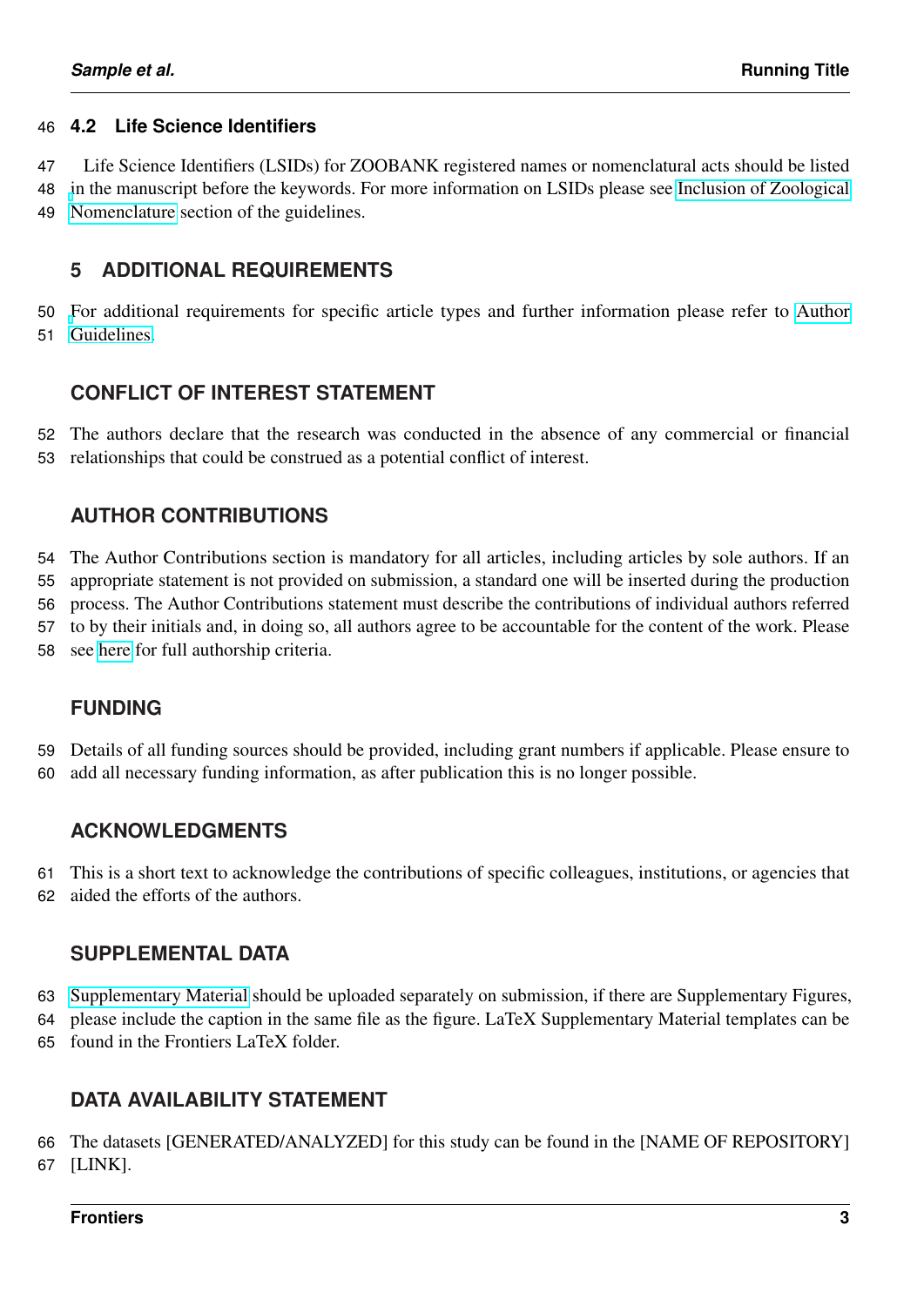### 4.2 Life Science Identifiers

Life Science Identifiers (LSIDs) for ZOOBANK registered names or nomenclatural acts should be listed in the manuscript before the keywords. For more information on LSIDs please see Inclusion of Zoological Nomenclature section of the guidelines.

## 5 ADDITIONAL REQUIREMENTS

For additional requirements for specific article types and further information please refer to Author Guidelines.

## CONFLICT OF INTEREST STATEMENT

The authors declare that the research was conducted in the absence of any commercial or financial relationships that could be construed as a potential conflict of interest.

## AUTHOR CONTRIBUTIONS

The Author Contributions section is mandatory for all articles, including articles by sole authors. If an appropriate statement is not provided on submission, a standard one will be inserted during the production process. The Author Contributions statement must describe the contributions of individual authors referred to by their initials and, in doing so, all authors agree to be accountable for the content of the work. Please see here for full authorship criteria.

## FUNDING

Details of all funding sources should be provided, including grant numbers if applicable. Please ensure to add all necessary funding information, as after publication this is no longer possible.

## ACKNOWLEDGMENTS

This is a short text to acknowledge the contributions of specific colleagues, institutions, or agencies that aided the efforts of the authors.

## SUPPLEMENTAL DATA

Supplementary Material should be uploaded separately on submission, if there are Supplementary Figures, please include the caption in the same file as the figure. LaTeX Supplementary Material templates can be found in the Frontiers LaTeX folder.

## DATA AVAILABILITY STATEMENT

The datasets [GENERATED/ANALYZED] for this study can be found in the [NAME OF REPOSITORY] [LINK].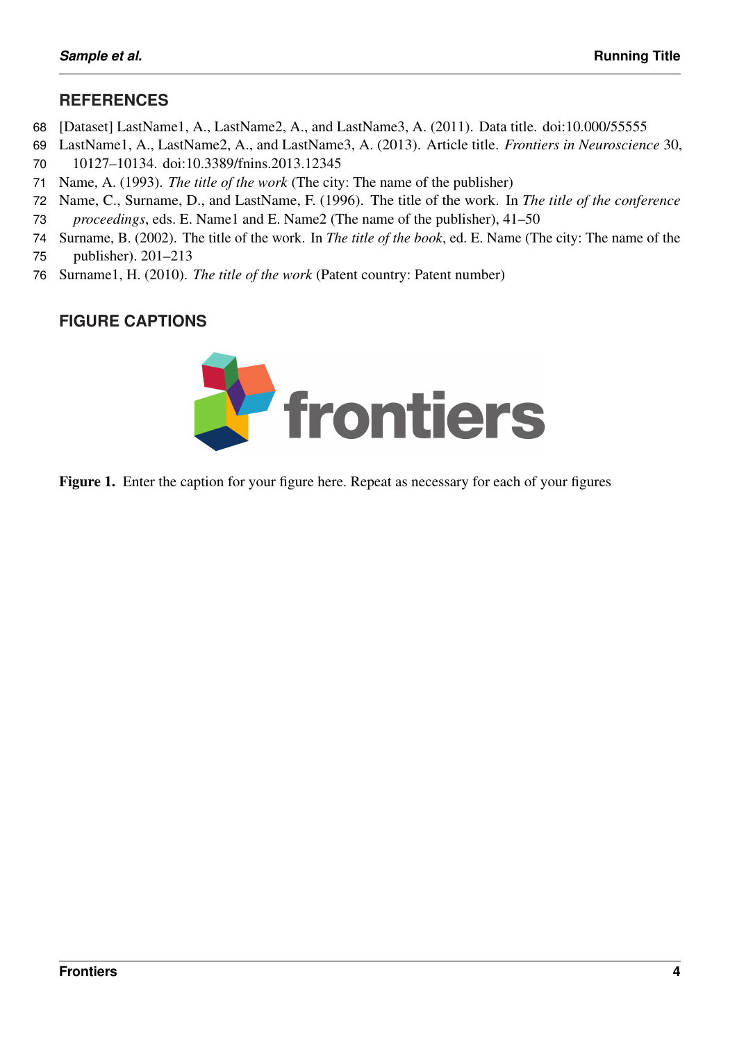## REFERENCES

[Dataset] LastName1, A., LastName2, A., and LastName3, A. (2011). Data title. doi:10.000/55555

LastName1, A., LastName2, A., and LastName3, A. (2013). Article title. *Frontiers in Neuroscience* 30, 10127–10134. doi:10.3389/fnins.2013.12345

Name, A. (1993). *The title of the work* (The city: The name of the publisher)

Name, C., Surname, D., and LastName, F. (1996). The title of the work. In *The title of the conference proceedings*, eds. E. Name1 and E. Name2 (The name of the publisher), 41–50

Surname, B. (2002). The title of the work. In *The title of the book*, ed. E. Name (The city: The name of the publisher). 201–213

Surname1, H. (2010). *The title of the work* (Patent country: Patent number)

## FIGURE CAPTIONS

**Figure 1.** Enter the caption for your figure here. Repeat as necessary for each of your figures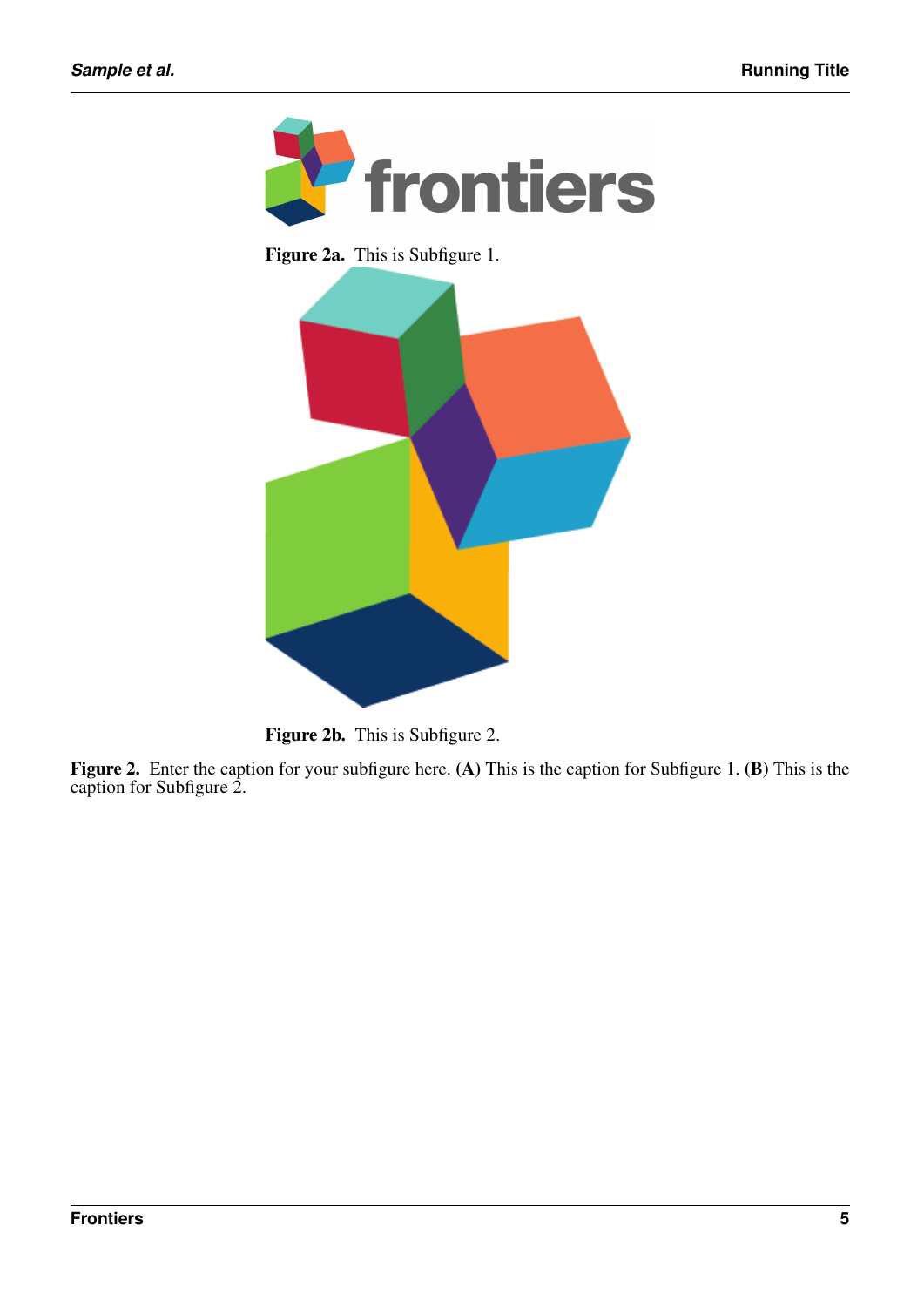**Figure 2a.** This is Subfigure 1.

**Figure 2b.** This is Subfigure 2.

**Figure 2.** Enter the caption for your subfigure here. **(A)** This is the caption for Subfigure 1. **(B)** This is the caption for Subfigure 2.